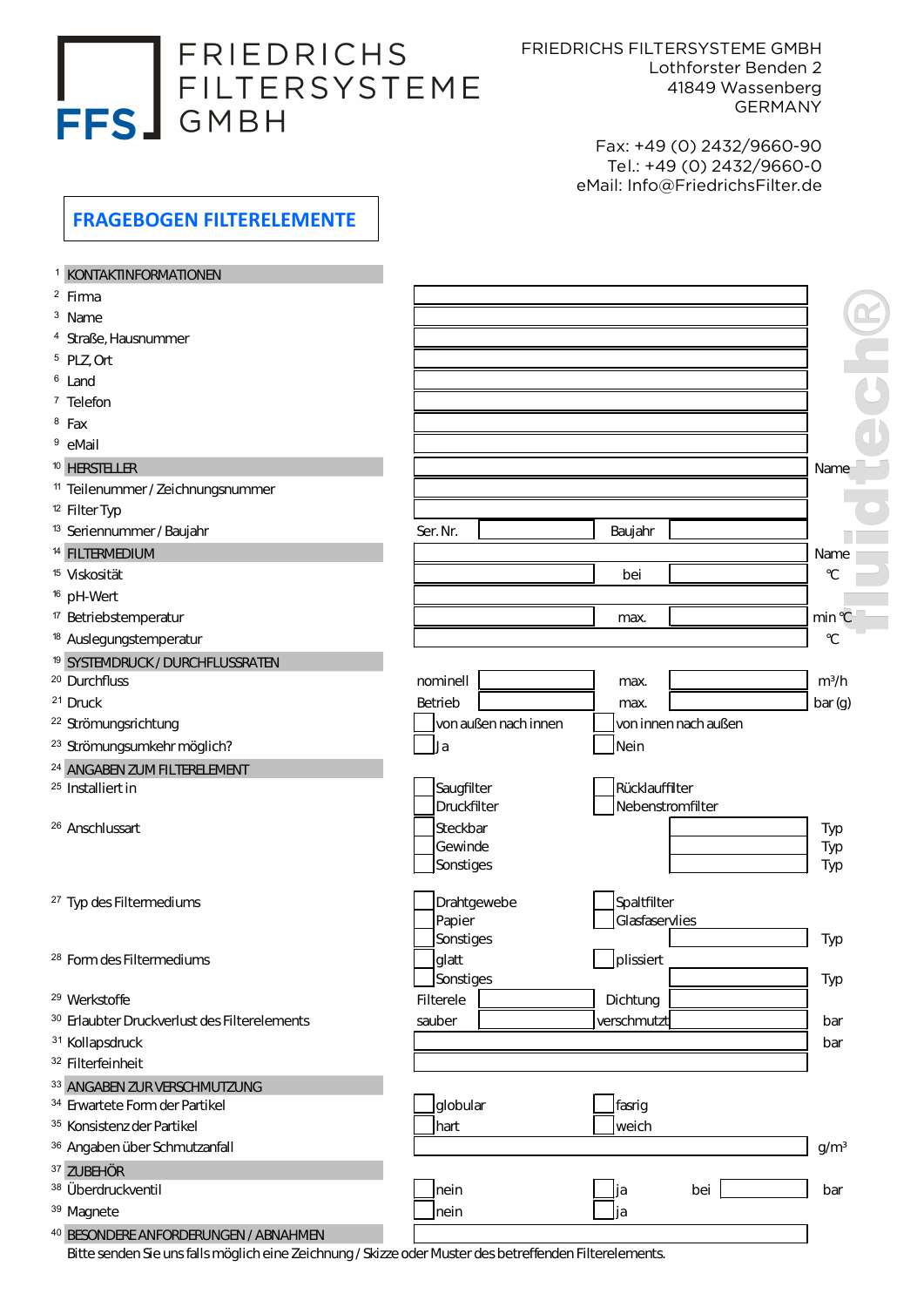# FRIEDRICHS FILTERSYSTEME GMBH

FFS

FRIEDRICHS FILTERSYSTEME GMBH
Lothforster Benden 2
41849 Wassenberg
GERMANY

Fax: +49 (0) 2432/9660-90
Tel.: +49 (0) 2432/9660-0
eMail: Info@FriedrichsFilter.de

## FRAGEBOGEN FILTERELEMENTE

| Nr. | Feld | | | | | |
|---|---|---|---|---|---|---|
| 1 | **KONTAKTINFORMATIONEN** | | | | | |
| 2 | Firma | | | | | |
| 3 | Name | | | | | |
| 4 | Straße, Hausnummer | | | | | |
| 5 | PLZ, Ort | | | | | |
| 6 | Land | | | | | |
| 7 | Telefon | | | | | |
| 8 | Fax | | | | | |
| 9 | eMail | | | | | |
| 10 | **HERSTELLER** | | | | | Name |
| 11 | Teilenummer / Zeichnungsnummer | | | | | |
| 12 | Filter Typ | | | | | |
| 13 | Seriennummer / Baujahr | Ser. Nr. | | Baujahr | | |
| 14 | **FILTERMEDIUM** | | | | | Name |
| 15 | Viskosität | | | bei | | °C |
| 16 | pH-Wert | | | | | |
| 17 | Betriebstemperatur | | | max. | | min °C |
| 18 | Auslegungstemperatur | | | | | °C |
| 19 | **SYSTEMDRUCK / DURCHFLUSSRATEN** | | | | | |
| 20 | Durchfluss | nominell | | max. | | m³/h |
| 21 | Druck | Betrieb | | max. | | bar (g) |
| 22 | Strömungsrichtung | ☐ von außen nach innen | | ☐ von innen nach außen | | |
| 23 | Strömungsumkehr möglich? | ☐ Ja | | ☐ Nein | | |
| 24 | **ANGABEN ZUM FILTERELEMENT** | | | | | |
| 25 | Installiert in | ☐ Saugfilter<br>☐ Druckfilter | | ☐ Rücklauffilter<br>☐ Nebenstromfilter | | |
| 26 | Anschlussart | ☐ Steckbar<br>☐ Gewinde<br>☐ Sonstiges | | | | Typ<br>Typ<br>Typ |
| 27 | Typ des Filtermediums | ☐ Drahtgewebe<br>☐ Papier<br>☐ Sonstiges | | ☐ Spaltfilter<br>☐ Glasfaservlies | | Typ |
| 28 | Form des Filtermediums | ☐ glatt<br>☐ Sonstiges | | ☐ plissiert | | Typ |
| 29 | Werkstoffe | Filterele | | Dichtung | | |
| 30 | Erlaubter Druckverlust des Filterelements | sauber | | verschmutzt | | bar |
| 31 | Kollapsdruck | | | | | bar |
| 32 | Filterfeinheit | | | | | |
| 33 | **ANGABEN ZUR VERSCHMUTZUNG** | | | | | |
| 34 | Erwartete Form der Partikel | ☐ globular | | ☐ fasrig | | |
| 35 | Konsistenz der Partikel | ☐ hart | | ☐ weich | | |
| 36 | Angaben über Schmutzanfall | | | | | g/m³ |
| 37 | **ZUBEHÖR** | | | | | |
| 38 | Überdruckventil | ☐ nein | | ☐ ja | bei | bar |
| 39 | Magnete | ☐ nein | | ☐ ja | | |
| 40 | **BESONDERE ANFORDERUNGEN / ABNAHMEN** | | | | | |

Bitte senden Sie uns falls möglich eine Zeichnung / Skizze oder Muster des betreffenden Filterelements.

fluidtech®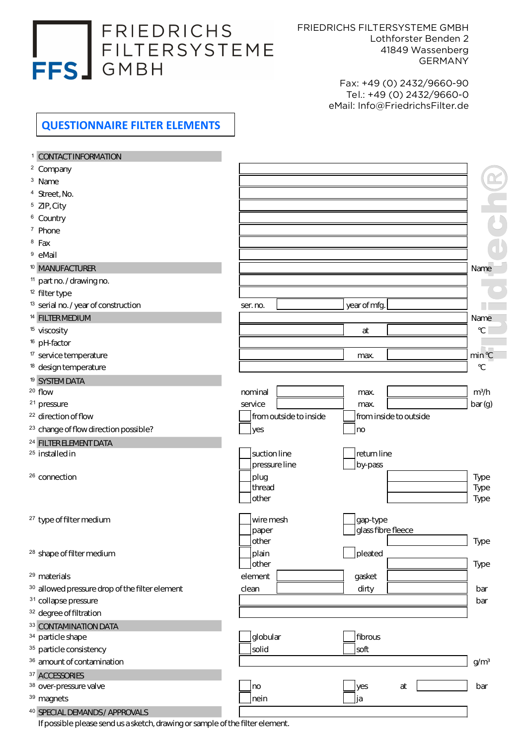FRIEDRICHS FILTERSYSTEME GMBH

FRIEDRICHS FILTERSYSTEME GMBH
Lothforster Benden 2
41849 Wassenberg
GERMANY

Fax: +49 (0) 2432/9660-90
Tel.: +49 (0) 2432/9660-0
eMail: Info@FriedrichsFilter.de

## QUESTIONNAIRE FILTER ELEMENTS

| | | | | | | |
|---|---|---|---|---|---|---|
| 1 | **CONTACT INFORMATION** | | | | | |
| 2 | Company | | | | | |
| 3 | Name | | | | | |
| 4 | Street, No. | | | | | |
| 5 | ZIP, City | | | | | |
| 6 | Country | | | | | |
| 7 | Phone | | | | | |
| 8 | Fax | | | | | |
| 9 | eMail | | | | | |
| 10 | **MANUFACTURER** | | | | | Name |
| 11 | part no. / drawing no. | | | | | |
| 12 | filter type | | | | | |
| 13 | serial no. / year of construction | ser. no. | | year of mfg. | | |
| 14 | **FILTER MEDIUM** | | | | | Name |
| 15 | viscosity | | | at | | °C |
| 16 | pH-factor | | | | | |
| 17 | service temperature | | | max. | | min °C |
| 18 | design temperature | | | | | °C |
| 19 | **SYSTEM DATA** | | | | | |
| 20 | flow | nominal | | max. | | m³/h |
| 21 | pressure | service | | max. | | bar (g) |
| 22 | direction of flow | ☐ from outside to inside | | ☐ from inside to outside | | |
| 23 | change of flow direction possible? | ☐ yes | | ☐ no | | |
| 24 | **FILTER ELEMENT DATA** | | | | | |
| 25 | installed in | ☐ suction line<br>☐ pressure line | | ☐ return line<br>☐ by-pass | | |
| 26 | connection | ☐ plug<br>☐ thread<br>☐ other | | | | Type<br>Type<br>Type |
| 27 | type of filter medium | ☐ wire mesh<br>☐ paper<br>☐ other | | ☐ gap-type<br>☐ glass fibre fleece | | Type |
| 28 | shape of filter medium | ☐ plain<br>☐ other | | ☐ pleated | | Type |
| 29 | materials | element | | gasket | | |
| 30 | allowed pressure drop of the filter element | clean | | dirty | | bar |
| 31 | collapse pressure | | | | | bar |
| 32 | degree of filtration | | | | | |
| 33 | **CONTAMINATION DATA** | | | | | |
| 34 | particle shape | ☐ globular | | ☐ fibrous | | |
| 35 | particle consistency | ☐ solid | | ☐ soft | | |
| 36 | amount of contamination | | | | | g/m³ |
| 37 | **ACCESSORIES** | | | | | |
| 38 | over-pressure valve | ☐ no | | ☐ yes | at | bar |
| 39 | magnets | ☐ nein | | ☐ ja | | |
| 40 | **SPECIAL DEMANDS / APPROVALS** | | | | | |

If possible please send us a sketch, drawing or sample of the filter element.

fluidtech®